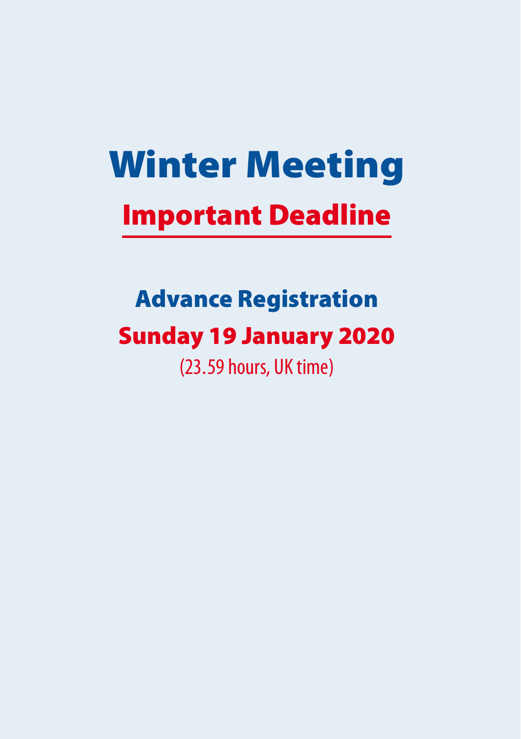# Winter Meeting

## Important Deadline

### Advance Registration

### Sunday 19 January 2020

(23.59 hours, UK time)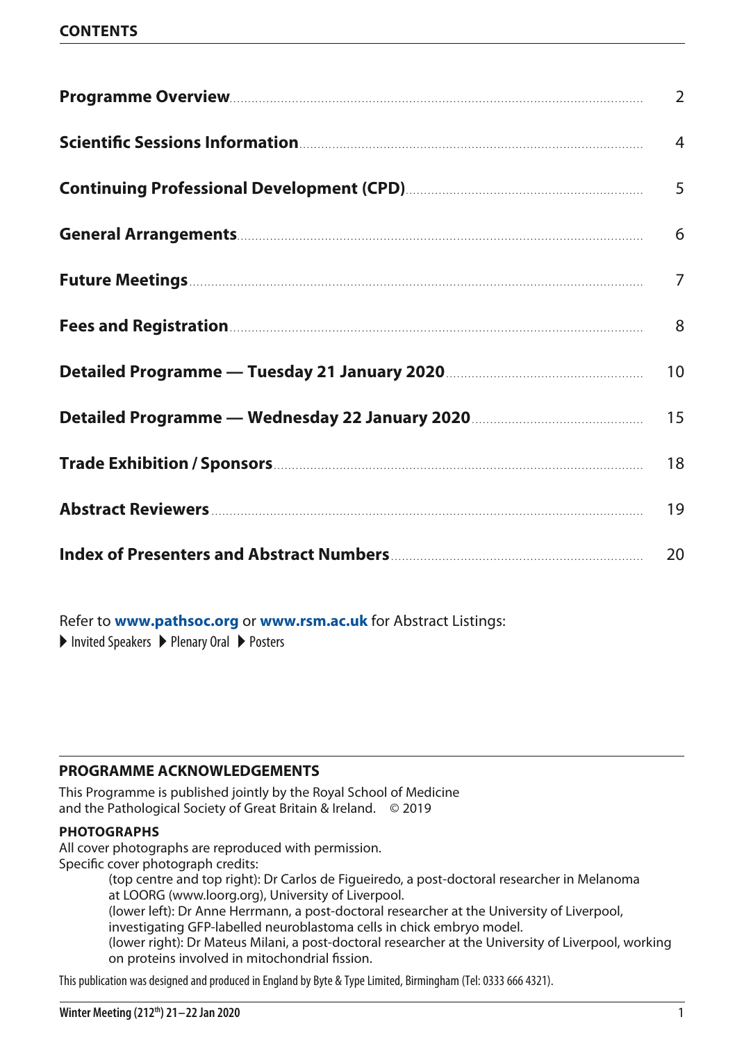## CONTENTS

| | |
|---|---|
| **Programme Overview** | 2 |
| **Scientific Sessions Information** | 4 |
| **Continuing Professional Development (CPD)** | 5 |
| **General Arrangements** | 6 |
| **Future Meetings** | 7 |
| **Fees and Registration** | 8 |
| **Detailed Programme — Tuesday 21 January 2020** | 10 |
| **Detailed Programme — Wednesday 22 January 2020** | 15 |
| **Trade Exhibition / Sponsors** | 18 |
| **Abstract Reviewers** | 19 |
| **Index of Presenters and Abstract Numbers** | 20 |

Refer to **www.pathsoc.org** or **www.rsm.ac.uk** for Abstract Listings:

▶ Invited Speakers ▶ Plenary Oral ▶ Posters

### PROGRAMME ACKNOWLEDGEMENTS

This Programme is published jointly by the Royal School of Medicine and the Pathological Society of Great Britain & Ireland. © 2019

### PHOTOGRAPHS

All cover photographs are reproduced with permission.

Specific cover photograph credits:

(top centre and top right): Dr Carlos de Figueiredo, a post-doctoral researcher in Melanoma at LOORG (www.loorg.org), University of Liverpool.

(lower left): Dr Anne Herrmann, a post-doctoral researcher at the University of Liverpool, investigating GFP-labelled neuroblastoma cells in chick embryo model.

(lower right): Dr Mateus Milani, a post-doctoral researcher at the University of Liverpool, working on proteins involved in mitochondrial fission.

This publication was designed and produced in England by Byte & Type Limited, Birmingham (Tel: 0333 666 4321).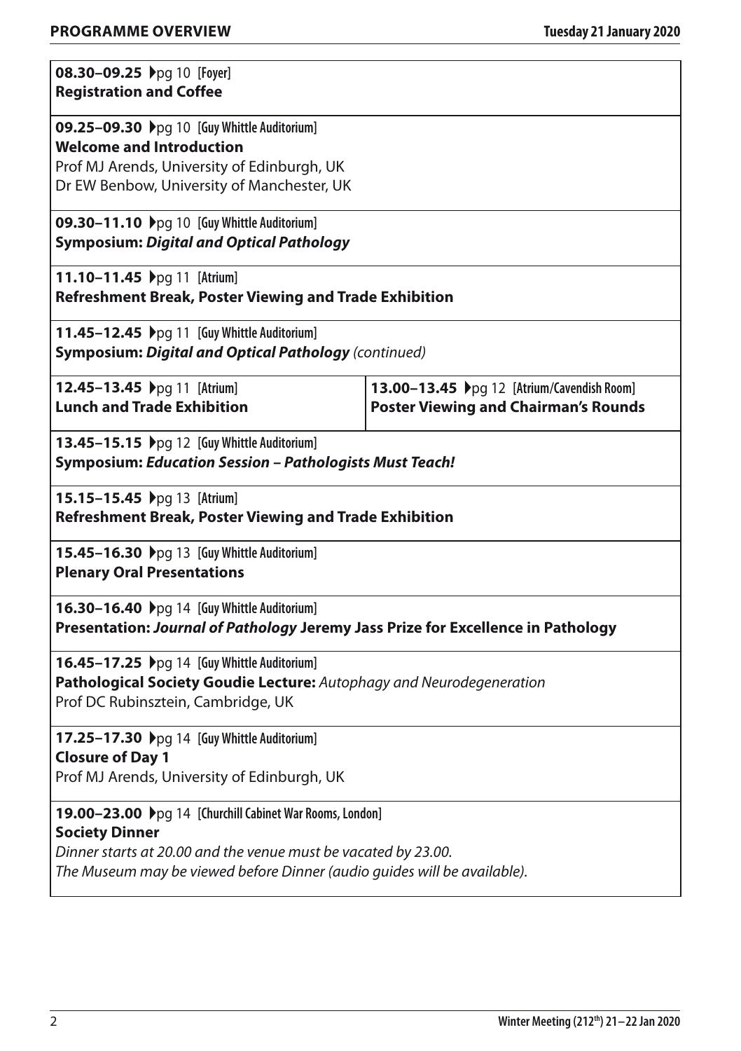## PROGRAMME OVERVIEW

**Tuesday 21 January 2020**

**08.30–09.25** ▸pg 10 [Foyer]
**Registration and Coffee**

**09.25–09.30** ▸pg 10 [Guy Whittle Auditorium]
**Welcome and Introduction**
Prof MJ Arends, University of Edinburgh, UK
Dr EW Benbow, University of Manchester, UK

**09.30–11.10** ▸pg 10 [Guy Whittle Auditorium]
**Symposium: *Digital and Optical Pathology***

**11.10–11.45** ▸pg 11 [Atrium]
**Refreshment Break, Poster Viewing and Trade Exhibition**

**11.45–12.45** ▸pg 11 [Guy Whittle Auditorium]
**Symposium: *Digital and Optical Pathology*** *(continued)*

**12.45–13.45** ▸pg 11 [Atrium]
**Lunch and Trade Exhibition**

**13.00–13.45** ▸pg 12 [Atrium/Cavendish Room]
**Poster Viewing and Chairman's Rounds**

**13.45–15.15** ▸pg 12 [Guy Whittle Auditorium]
**Symposium: *Education Session – Pathologists Must Teach!***

**15.15–15.45** ▸pg 13 [Atrium]
**Refreshment Break, Poster Viewing and Trade Exhibition**

**15.45–16.30** ▸pg 13 [Guy Whittle Auditorium]
**Plenary Oral Presentations**

**16.30–16.40** ▸pg 14 [Guy Whittle Auditorium]
**Presentation: *Journal of Pathology* Jeremy Jass Prize for Excellence in Pathology**

**16.45–17.25** ▸pg 14 [Guy Whittle Auditorium]
**Pathological Society Goudie Lecture:** *Autophagy and Neurodegeneration*
Prof DC Rubinsztein, Cambridge, UK

**17.25–17.30** ▸pg 14 [Guy Whittle Auditorium]
**Closure of Day 1**
Prof MJ Arends, University of Edinburgh, UK

**19.00–23.00** ▸pg 14 [Churchill Cabinet War Rooms, London]
**Society Dinner**
*Dinner starts at 20.00 and the venue must be vacated by 23.00.*
*The Museum may be viewed before Dinner (audio guides will be available).*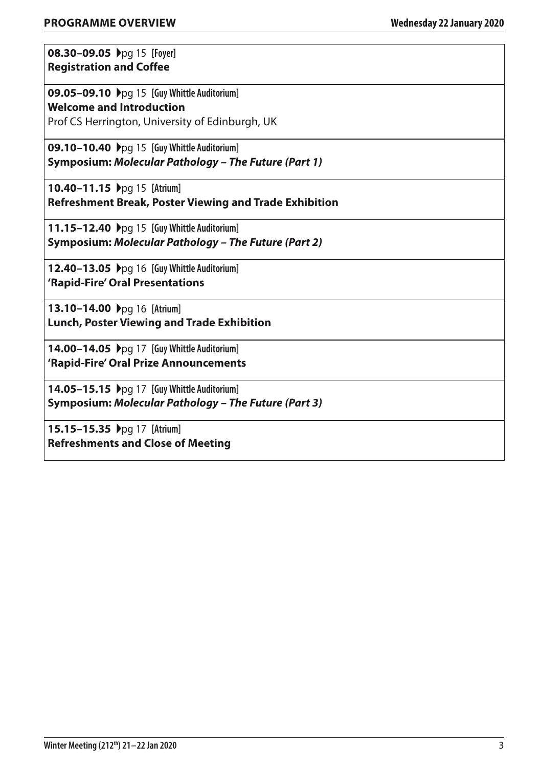## PROGRAMME OVERVIEW

### Wednesday 22 January 2020

**08.30–09.05** ▸pg 15 [Foyer]
**Registration and Coffee**

---

**09.05–09.10** ▸pg 15 [Guy Whittle Auditorium]
**Welcome and Introduction**
Prof CS Herrington, University of Edinburgh, UK

---

**09.10–10.40** ▸pg 15 [Guy Whittle Auditorium]
**Symposium: *Molecular Pathology – The Future (Part 1)***

---

**10.40–11.15** ▸pg 15 [Atrium]
**Refreshment Break, Poster Viewing and Trade Exhibition**

---

**11.15–12.40** ▸pg 15 [Guy Whittle Auditorium]
**Symposium: *Molecular Pathology – The Future (Part 2)***

---

**12.40–13.05** ▸pg 16 [Guy Whittle Auditorium]
**'Rapid-Fire' Oral Presentations**

---

**13.10–14.00** ▸pg 16 [Atrium]
**Lunch, Poster Viewing and Trade Exhibition**

---

**14.00–14.05** ▸pg 17 [Guy Whittle Auditorium]
**'Rapid-Fire' Oral Prize Announcements**

---

**14.05–15.15** ▸pg 17 [Guy Whittle Auditorium]
**Symposium: *Molecular Pathology – The Future (Part 3)***

---

**15.15–15.35** ▸pg 17 [Atrium]
**Refreshments and Close of Meeting**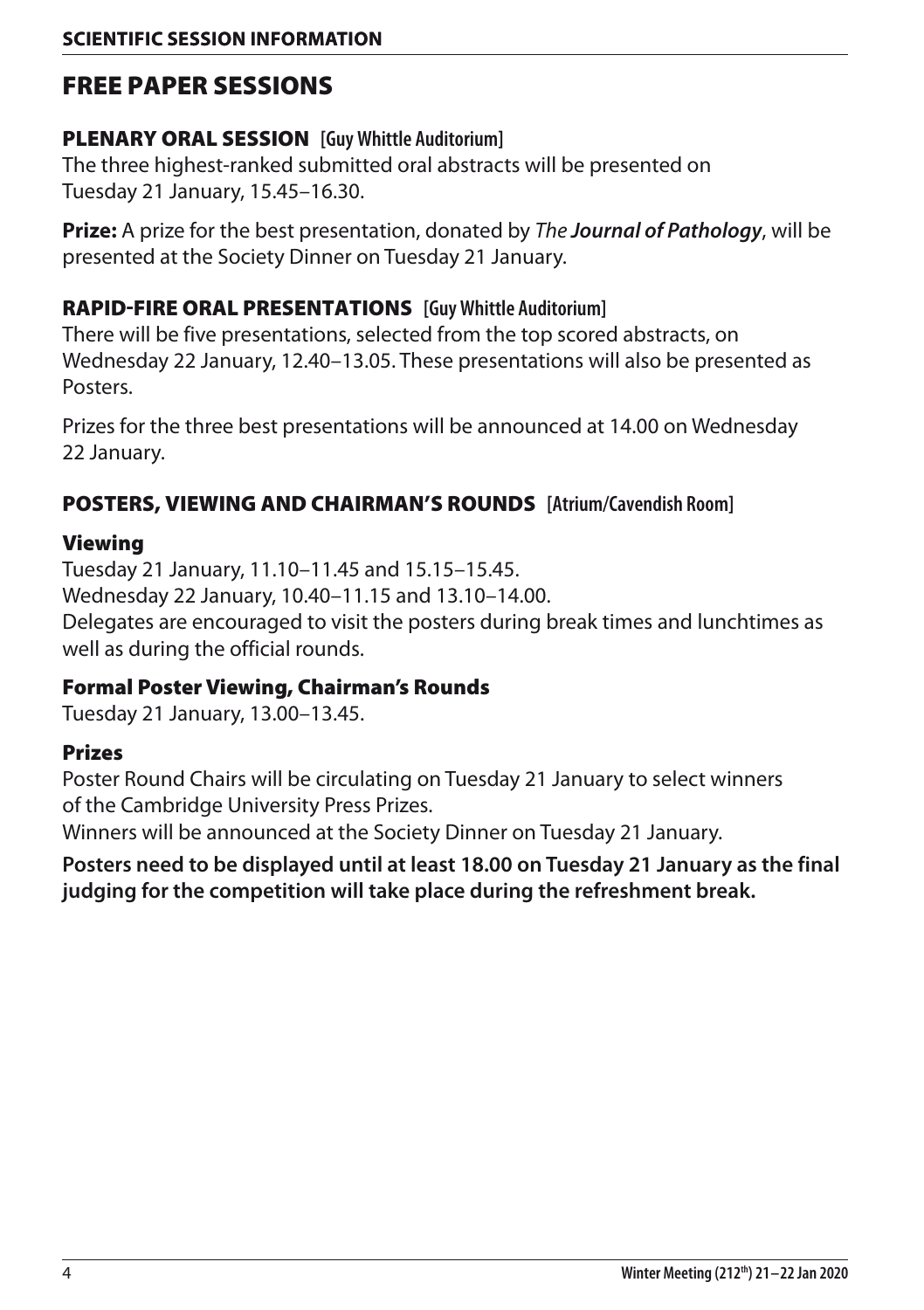# FREE PAPER SESSIONS

## PLENARY ORAL SESSION [Guy Whittle Auditorium]

The three highest-ranked submitted oral abstracts will be presented on Tuesday 21 January, 15.45–16.30.

**Prize:** A prize for the best presentation, donated by *The **Journal of Pathology***, will be presented at the Society Dinner on Tuesday 21 January.

## RAPID-FIRE ORAL PRESENTATIONS [Guy Whittle Auditorium]

There will be five presentations, selected from the top scored abstracts, on Wednesday 22 January, 12.40–13.05. These presentations will also be presented as Posters.

Prizes for the three best presentations will be announced at 14.00 on Wednesday 22 January.

## POSTERS, VIEWING AND CHAIRMAN'S ROUNDS [Atrium/Cavendish Room]

### Viewing

Tuesday 21 January, 11.10–11.45 and 15.15–15.45.
Wednesday 22 January, 10.40–11.15 and 13.10–14.00.
Delegates are encouraged to visit the posters during break times and lunchtimes as well as during the official rounds.

### Formal Poster Viewing, Chairman's Rounds

Tuesday 21 January, 13.00–13.45.

### Prizes

Poster Round Chairs will be circulating on Tuesday 21 January to select winners of the Cambridge University Press Prizes.
Winners will be announced at the Society Dinner on Tuesday 21 January.

**Posters need to be displayed until at least 18.00 on Tuesday 21 January as the final judging for the competition will take place during the refreshment break.**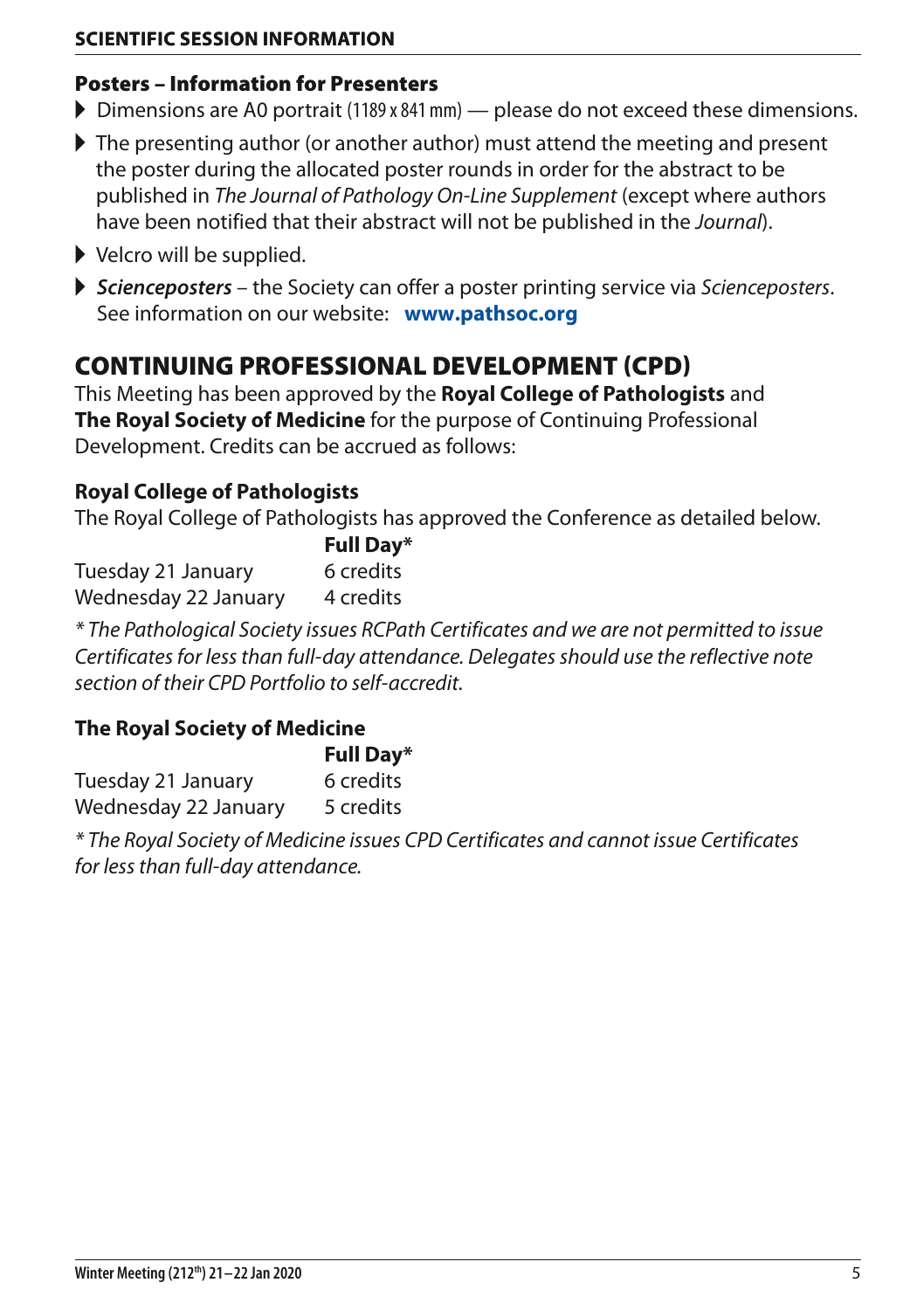### Posters – Information for Presenters

- Dimensions are A0 portrait (1189 x 841 mm) — please do not exceed these dimensions.
- The presenting author (or another author) must attend the meeting and present the poster during the allocated poster rounds in order for the abstract to be published in *The Journal of Pathology On-Line Supplement* (except where authors have been notified that their abstract will not be published in the *Journal*).
- Velcro will be supplied.
- ***Scienceposters*** – the Society can offer a poster printing service via *Scienceposters*. See information on our website: **www.pathsoc.org**

## CONTINUING PROFESSIONAL DEVELOPMENT (CPD)

This Meeting has been approved by the **Royal College of Pathologists** and **The Royal Society of Medicine** for the purpose of Continuing Professional Development. Credits can be accrued as follows:

### Royal College of Pathologists

The Royal College of Pathologists has approved the Conference as detailed below.

| | Full Day* |
|---|---|
| Tuesday 21 January | 6 credits |
| Wednesday 22 January | 4 credits |

*\* The Pathological Society issues RCPath Certificates and we are not permitted to issue Certificates for less than full-day attendance. Delegates should use the reflective note section of their CPD Portfolio to self-accredit.*

### The Royal Society of Medicine

| | Full Day* |
|---|---|
| Tuesday 21 January | 6 credits |
| Wednesday 22 January | 5 credits |

*\* The Royal Society of Medicine issues CPD Certificates and cannot issue Certificates for less than full-day attendance.*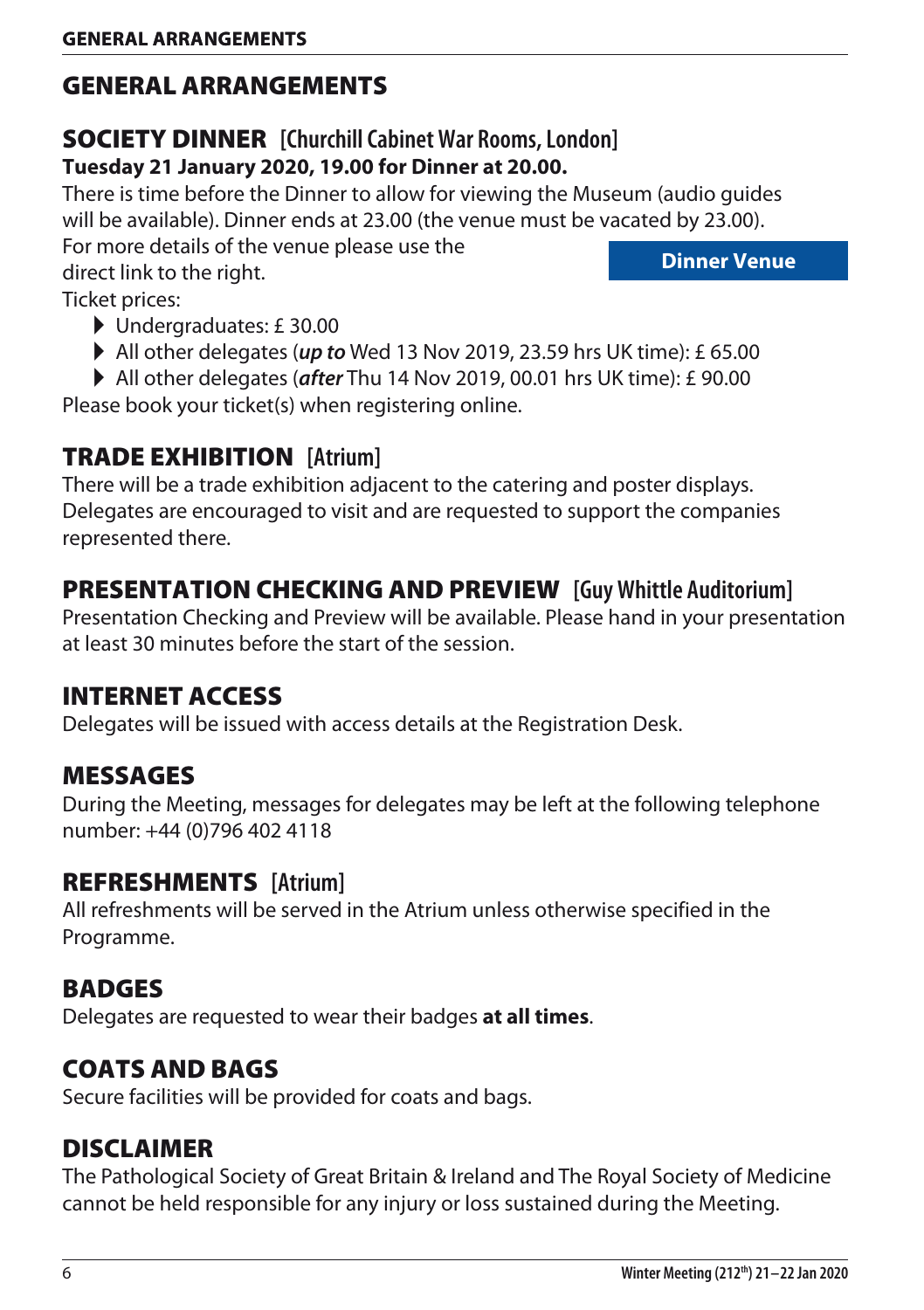# GENERAL ARRANGEMENTS

## SOCIETY DINNER [Churchill Cabinet War Rooms, London]

**Tuesday 21 January 2020, 19.00 for Dinner at 20.00.**

There is time before the Dinner to allow for viewing the Museum (audio guides will be available). Dinner ends at 23.00 (the venue must be vacated by 23.00).

For more details of the venue please use the direct link to the right.

**Dinner Venue**

Ticket prices:

- Undergraduates: £ 30.00
- All other delegates (***up to*** Wed 13 Nov 2019, 23.59 hrs UK time): £ 65.00
- All other delegates (***after*** Thu 14 Nov 2019, 00.01 hrs UK time): £ 90.00

Please book your ticket(s) when registering online.

## TRADE EXHIBITION [Atrium]

There will be a trade exhibition adjacent to the catering and poster displays. Delegates are encouraged to visit and are requested to support the companies represented there.

## PRESENTATION CHECKING AND PREVIEW [Guy Whittle Auditorium]

Presentation Checking and Preview will be available. Please hand in your presentation at least 30 minutes before the start of the session.

## INTERNET ACCESS

Delegates will be issued with access details at the Registration Desk.

## MESSAGES

During the Meeting, messages for delegates may be left at the following telephone number: +44 (0)796 402 4118

## REFRESHMENTS [Atrium]

All refreshments will be served in the Atrium unless otherwise specified in the Programme.

## BADGES

Delegates are requested to wear their badges **at all times**.

## COATS AND BAGS

Secure facilities will be provided for coats and bags.

## DISCLAIMER

The Pathological Society of Great Britain & Ireland and The Royal Society of Medicine cannot be held responsible for any injury or loss sustained during the Meeting.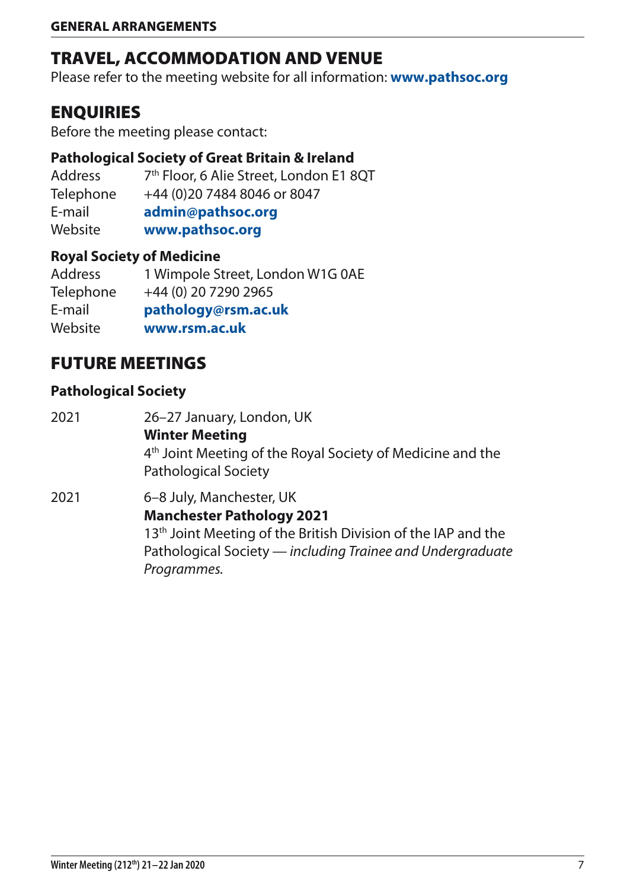# TRAVEL, ACCOMMODATION AND VENUE

Please refer to the meeting website for all information: **www.pathsoc.org**

# ENQUIRIES

Before the meeting please contact:

### Pathological Society of Great Britain & Ireland

| | |
|---|---|
| Address | 7th Floor, 6 Alie Street, London E1 8QT |
| Telephone | +44 (0)20 7484 8046 or 8047 |
| E-mail | **admin@pathsoc.org** |
| Website | **www.pathsoc.org** |

### Royal Society of Medicine

| | |
|---|---|
| Address | 1 Wimpole Street, London W1G 0AE |
| Telephone | +44 (0) 20 7290 2965 |
| E-mail | **pathology@rsm.ac.uk** |
| Website | **www.rsm.ac.uk** |

# FUTURE MEETINGS

### Pathological Society

2021 — 26–27 January, London, UK
**Winter Meeting**
4th Joint Meeting of the Royal Society of Medicine and the Pathological Society

2021 — 6–8 July, Manchester, UK
**Manchester Pathology 2021**
13th Joint Meeting of the British Division of the IAP and the Pathological Society — *including Trainee and Undergraduate Programmes.*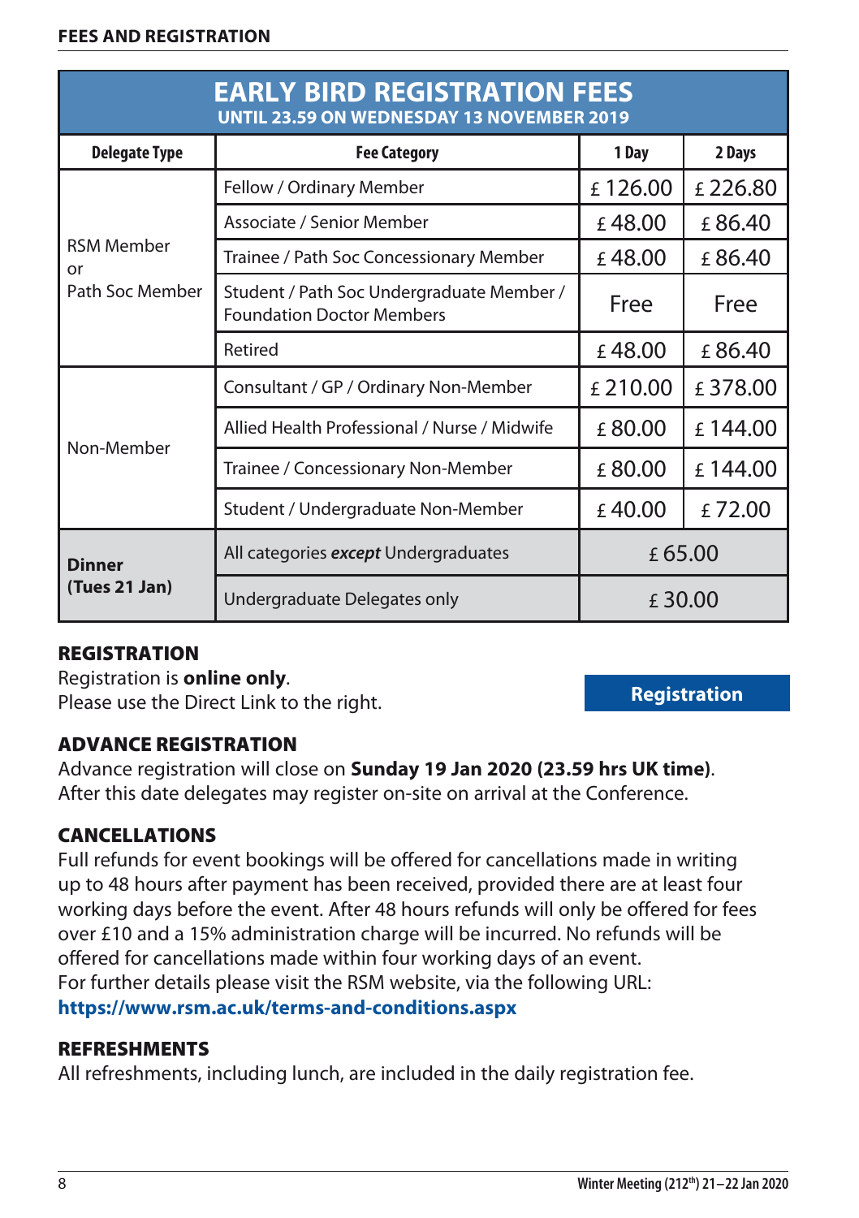## FEES AND REGISTRATION

| EARLY BIRD REGISTRATION FEES UNTIL 23.59 ON WEDNESDAY 13 NOVEMBER 2019 | | | |
|---|---|---|---|
| **Delegate Type** | **Fee Category** | **1 Day** | **2 Days** |
| RSM Member or Path Soc Member | Fellow / Ordinary Member | £ 126.00 | £ 226.80 |
| | Associate / Senior Member | £ 48.00 | £ 86.40 |
| | Trainee / Path Soc Concessionary Member | £ 48.00 | £ 86.40 |
| | Student / Path Soc Undergraduate Member / Foundation Doctor Members | Free | Free |
| | Retired | £ 48.00 | £ 86.40 |
| Non-Member | Consultant / GP / Ordinary Non-Member | £ 210.00 | £ 378.00 |
| | Allied Health Professional / Nurse / Midwife | £ 80.00 | £ 144.00 |
| | Trainee / Concessionary Non-Member | £ 80.00 | £ 144.00 |
| | Student / Undergraduate Non-Member | £ 40.00 | £ 72.00 |
| **Dinner (Tues 21 Jan)** | All categories ***except*** Undergraduates | £ 65.00 | |
| | Undergraduate Delegates only | £ 30.00 | |

### REGISTRATION

Registration is **online only**.
Please use the Direct Link to the right.

**Registration**

### ADVANCE REGISTRATION

Advance registration will close on **Sunday 19 Jan 2020 (23.59 hrs UK time)**. After this date delegates may register on-site on arrival at the Conference.

### CANCELLATIONS

Full refunds for event bookings will be offered for cancellations made in writing up to 48 hours after payment has been received, provided there are at least four working days before the event. After 48 hours refunds will only be offered for fees over £10 and a 15% administration charge will be incurred. No refunds will be offered for cancellations made within four working days of an event.
For further details please visit the RSM website, via the following URL:
**https://www.rsm.ac.uk/terms-and-conditions.aspx**

### REFRESHMENTS

All refreshments, including lunch, are included in the daily registration fee.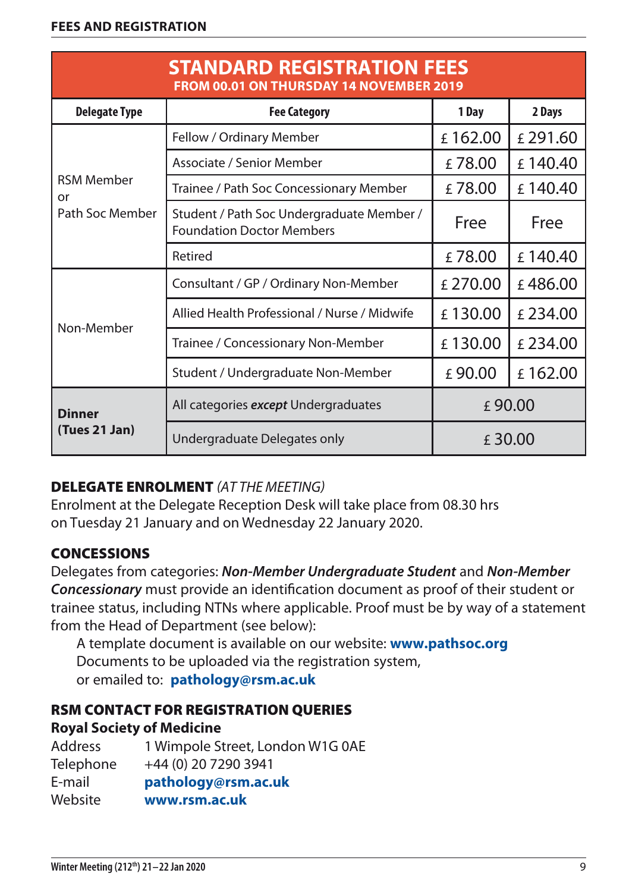## FEES AND REGISTRATION

| STANDARD REGISTRATION FEES<br>FROM 00.01 ON THURSDAY 14 NOVEMBER 2019 | | | |
|---|---|---|---|
| **Delegate Type** | **Fee Category** | **1 Day** | **2 Days** |
| RSM Member or Path Soc Member | Fellow / Ordinary Member | £ 162.00 | £ 291.60 |
| | Associate / Senior Member | £ 78.00 | £ 140.40 |
| | Trainee / Path Soc Concessionary Member | £ 78.00 | £ 140.40 |
| | Student / Path Soc Undergraduate Member / Foundation Doctor Members | Free | Free |
| | Retired | £ 78.00 | £ 140.40 |
| Non-Member | Consultant / GP / Ordinary Non-Member | £ 270.00 | £ 486.00 |
| | Allied Health Professional / Nurse / Midwife | £ 130.00 | £ 234.00 |
| | Trainee / Concessionary Non-Member | £ 130.00 | £ 234.00 |
| | Student / Undergraduate Non-Member | £ 90.00 | £ 162.00 |
| **Dinner (Tues 21 Jan)** | All categories ***except*** Undergraduates | £ 90.00 | |
| | Undergraduate Delegates only | £ 30.00 | |

### DELEGATE ENROLMENT *(AT THE MEETING)*

Enrolment at the Delegate Reception Desk will take place from 08.30 hrs on Tuesday 21 January and on Wednesday 22 January 2020.

### CONCESSIONS

Delegates from categories: ***Non-Member Undergraduate Student*** and ***Non-Member Concessionary*** must provide an identification document as proof of their student or trainee status, including NTNs where applicable. Proof must be by way of a statement from the Head of Department (see below):

A template document is available on our website: **www.pathsoc.org**
Documents to be uploaded via the registration system,
or emailed to: **pathology@rsm.ac.uk**

### RSM CONTACT FOR REGISTRATION QUERIES

**Royal Society of Medicine**

| | |
|---|---|
| Address | 1 Wimpole Street, London W1G 0AE |
| Telephone | +44 (0) 20 7290 3941 |
| E-mail | **pathology@rsm.ac.uk** |
| Website | **www.rsm.ac.uk** |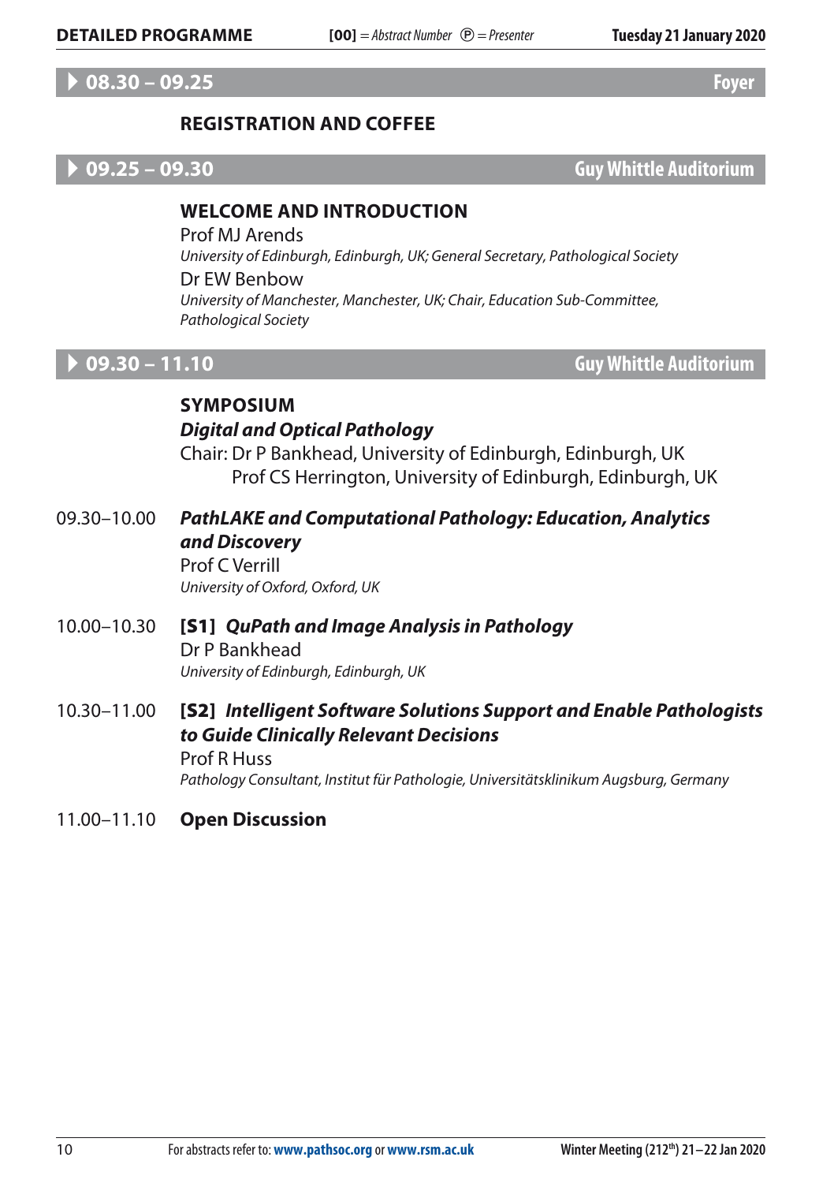## 08.30 – 09.25 — Foyer

### REGISTRATION AND COFFEE

## 09.25 – 09.30 — Guy Whittle Auditorium

### WELCOME AND INTRODUCTION

Prof MJ Arends
*University of Edinburgh, Edinburgh, UK; General Secretary, Pathological Society*

Dr EW Benbow
*University of Manchester, Manchester, UK; Chair, Education Sub-Committee, Pathological Society*

## 09.30 – 11.10 — Guy Whittle Auditorium

### SYMPOSIUM

***Digital and Optical Pathology***

Chair: Dr P Bankhead, University of Edinburgh, Edinburgh, UK
Prof CS Herrington, University of Edinburgh, Edinburgh, UK

09.30–10.00 ***PathLAKE and Computational Pathology: Education, Analytics and Discovery***
Prof C Verrill
*University of Oxford, Oxford, UK*

10.00–10.30 **[S1]** ***QuPath and Image Analysis in Pathology***
Dr P Bankhead
*University of Edinburgh, Edinburgh, UK*

10.30–11.00 **[S2]** ***Intelligent Software Solutions Support and Enable Pathologists to Guide Clinically Relevant Decisions***
Prof R Huss
*Pathology Consultant, Institut für Pathologie, Universitätsklinikum Augsburg, Germany*

11.00–11.10 **Open Discussion**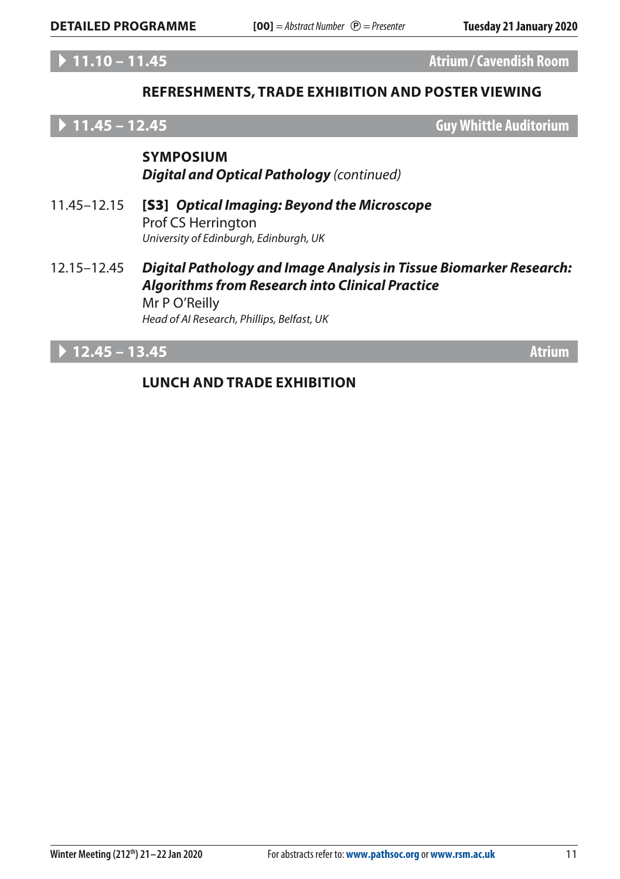## 11.10 – 11.45 Atrium / Cavendish Room

### REFRESHMENTS, TRADE EXHIBITION AND POSTER VIEWING

## 11.45 – 12.45 Guy Whittle Auditorium

### SYMPOSIUM
***Digital and Optical Pathology*** *(continued)*

11.45–12.15 **[S3]** ***Optical Imaging: Beyond the Microscope***
Prof CS Herrington
*University of Edinburgh, Edinburgh, UK*

12.15–12.45 ***Digital Pathology and Image Analysis in Tissue Biomarker Research: Algorithms from Research into Clinical Practice***
Mr P O'Reilly
*Head of AI Research, Phillips, Belfast, UK*

## 12.45 – 13.45 Atrium

### LUNCH AND TRADE EXHIBITION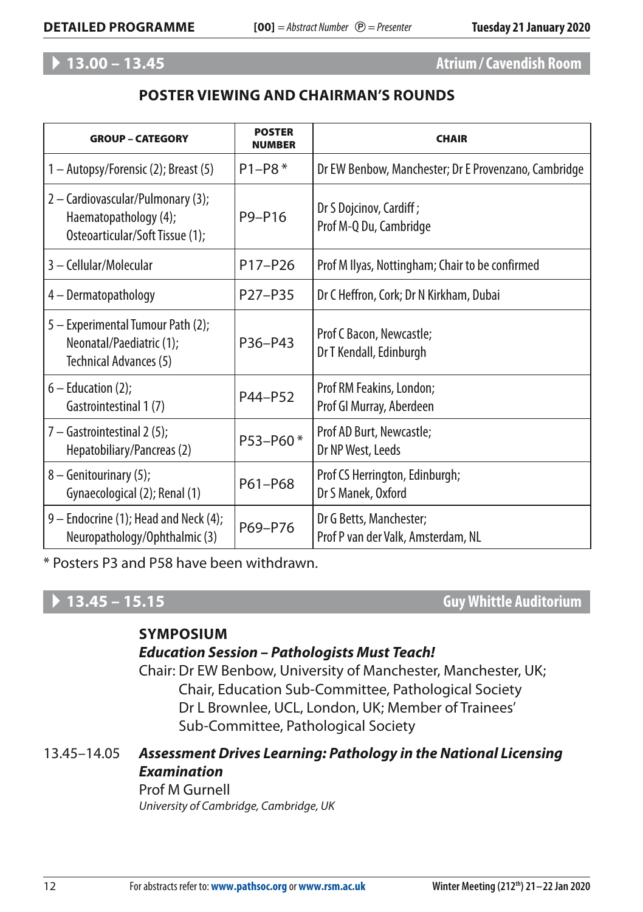## 13.00 – 13.45 Atrium / Cavendish Room

### POSTER VIEWING AND CHAIRMAN'S ROUNDS

| GROUP – CATEGORY | POSTER NUMBER | CHAIR |
|---|---|---|
| 1 – Autopsy/Forensic (2); Breast (5) | P1–P8 * | Dr EW Benbow, Manchester; Dr E Provenzano, Cambridge |
| 2 – Cardiovascular/Pulmonary (3); Haematopathology (4); Osteoarticular/Soft Tissue (1); | P9–P16 | Dr S Dojcinov, Cardiff; Prof M-Q Du, Cambridge |
| 3 – Cellular/Molecular | P17–P26 | Prof M Ilyas, Nottingham; Chair to be confirmed |
| 4 – Dermatopathology | P27–P35 | Dr C Heffron, Cork; Dr N Kirkham, Dubai |
| 5 – Experimental Tumour Path (2); Neonatal/Paediatric (1); Technical Advances (5) | P36–P43 | Prof C Bacon, Newcastle; Dr T Kendall, Edinburgh |
| 6 – Education (2); Gastrointestinal 1 (7) | P44–P52 | Prof RM Feakins, London; Prof GI Murray, Aberdeen |
| 7 – Gastrointestinal 2 (5); Hepatobiliary/Pancreas (2) | P53–P60 * | Prof AD Burt, Newcastle; Dr NP West, Leeds |
| 8 – Genitourinary (5); Gynaecological (2); Renal (1) | P61–P68 | Prof CS Herrington, Edinburgh; Dr S Manek, Oxford |
| 9 – Endocrine (1); Head and Neck (4); Neuropathology/Ophthalmic (3) | P69–P76 | Dr G Betts, Manchester; Prof P van der Valk, Amsterdam, NL |

* Posters P3 and P58 have been withdrawn.

## 13.45 – 15.15 Guy Whittle Auditorium

**SYMPOSIUM**

***Education Session – Pathologists Must Teach!***

Chair: Dr EW Benbow, University of Manchester, Manchester, UK; Chair, Education Sub-Committee, Pathological Society
Dr L Brownlee, UCL, London, UK; Member of Trainees' Sub-Committee, Pathological Society

13.45–14.05 ***Assessment Drives Learning: Pathology in the National Licensing Examination***

Prof M Gurnell
*University of Cambridge, Cambridge, UK*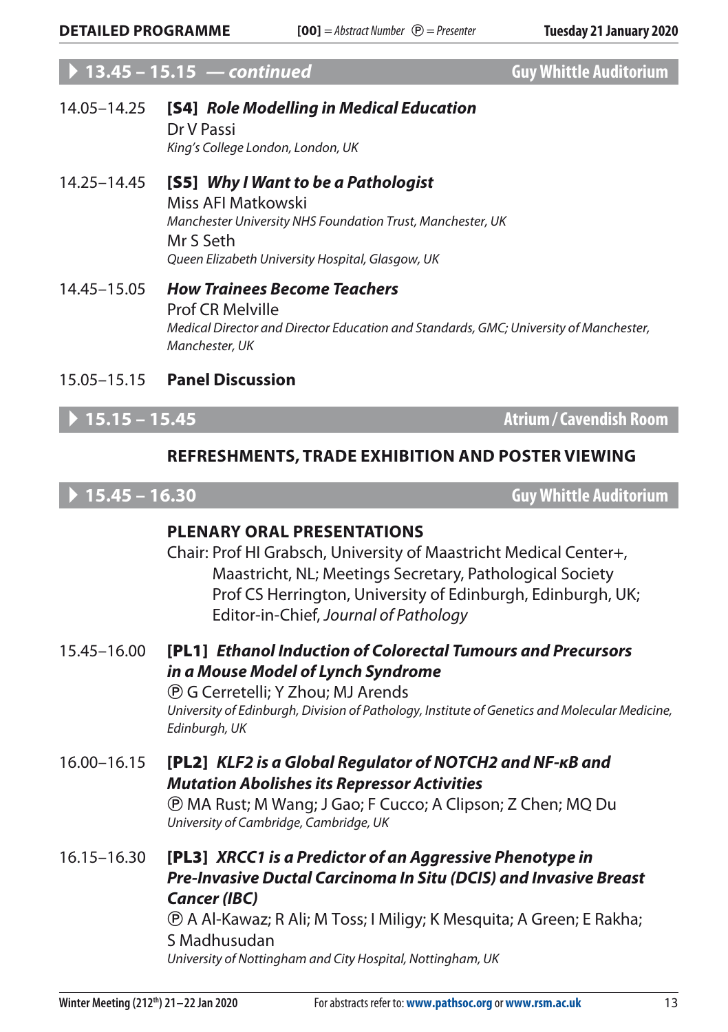## ▸ 13.45 – 15.15 — *continued* — Guy Whittle Auditorium

14.05–14.25 **[S4]** ***Role Modelling in Medical Education***
Dr V Passi
*King's College London, London, UK*

14.25–14.45 **[S5]** ***Why I Want to be a Pathologist***
Miss AFI Matkowski
*Manchester University NHS Foundation Trust, Manchester, UK*
Mr S Seth
*Queen Elizabeth University Hospital, Glasgow, UK*

14.45–15.05 ***How Trainees Become Teachers***
Prof CR Melville
*Medical Director and Director Education and Standards, GMC; University of Manchester, Manchester, UK*

15.05–15.15 **Panel Discussion**

## ▸ 15.15 – 15.45 — Atrium / Cavendish Room

**REFRESHMENTS, TRADE EXHIBITION AND POSTER VIEWING**

## ▸ 15.45 – 16.30 — Guy Whittle Auditorium

**PLENARY ORAL PRESENTATIONS**

Chair: Prof HI Grabsch, University of Maastricht Medical Center+, Maastricht, NL; Meetings Secretary, Pathological Society
Prof CS Herrington, University of Edinburgh, Edinburgh, UK; Editor-in-Chief, *Journal of Pathology*

15.45–16.00 **[PL1]** ***Ethanol Induction of Colorectal Tumours and Precursors in a Mouse Model of Lynch Syndrome***
Ⓟ G Cerretelli; Y Zhou; MJ Arends
*University of Edinburgh, Division of Pathology, Institute of Genetics and Molecular Medicine, Edinburgh, UK*

16.00–16.15 **[PL2]** ***KLF2 is a Global Regulator of NOTCH2 and NF-κB and Mutation Abolishes its Repressor Activities***
Ⓟ MA Rust; M Wang; J Gao; F Cucco; A Clipson; Z Chen; MQ Du
*University of Cambridge, Cambridge, UK*

16.15–16.30 **[PL3]** ***XRCC1 is a Predictor of an Aggressive Phenotype in Pre-Invasive Ductal Carcinoma In Situ (DCIS) and Invasive Breast Cancer (IBC)***
Ⓟ A Al-Kawaz; R Ali; M Toss; I Miligy; K Mesquita; A Green; E Rakha; S Madhusudan
*University of Nottingham and City Hospital, Nottingham, UK*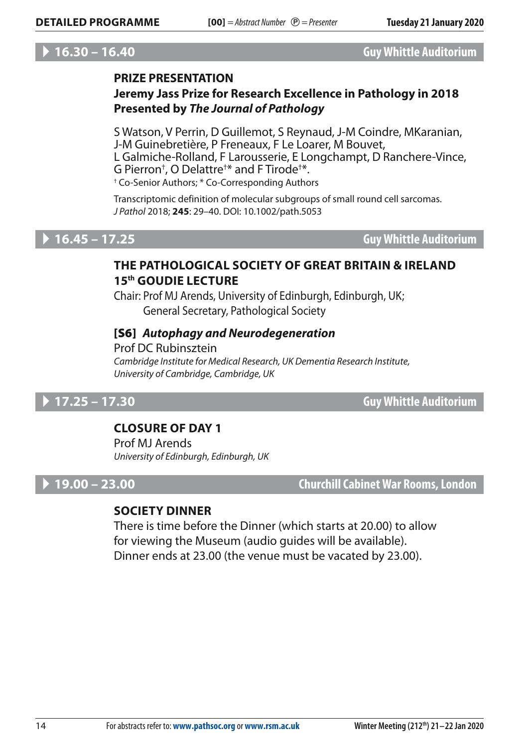## 16.30 – 16.40 Guy Whittle Auditorium

### PRIZE PRESENTATION

**Jeremy Jass Prize for Research Excellence in Pathology in 2018**
**Presented by *The Journal of Pathology***

S Watson, V Perrin, D Guillemot, S Reynaud, J-M Coindre, MKaranian, J-M Guinebretière, P Freneaux, F Le Loarer, M Bouvet, L Galmiche-Rolland, F Larousserie, E Longchampt, D Ranchere-Vince, G Pierron†, O Delattre†* and F Tirode†*.

† Co-Senior Authors; * Co-Corresponding Authors

Transcriptomic definition of molecular subgroups of small round cell sarcomas. *J Pathol* 2018; **245**: 29–40. DOI: 10.1002/path.5053

## 16.45 – 17.25 Guy Whittle Auditorium

### THE PATHOLOGICAL SOCIETY OF GREAT BRITAIN & IRELAND 15th GOUDIE LECTURE

Chair: Prof MJ Arends, University of Edinburgh, Edinburgh, UK; General Secretary, Pathological Society

**[S6] *Autophagy and Neurodegeneration***

Prof DC Rubinsztein

*Cambridge Institute for Medical Research, UK Dementia Research Institute, University of Cambridge, Cambridge, UK*

## 17.25 – 17.30 Guy Whittle Auditorium

### CLOSURE OF DAY 1

Prof MJ Arends

*University of Edinburgh, Edinburgh, UK*

## 19.00 – 23.00 Churchill Cabinet War Rooms, London

### SOCIETY DINNER

There is time before the Dinner (which starts at 20.00) to allow for viewing the Museum (audio guides will be available). Dinner ends at 23.00 (the venue must be vacated by 23.00).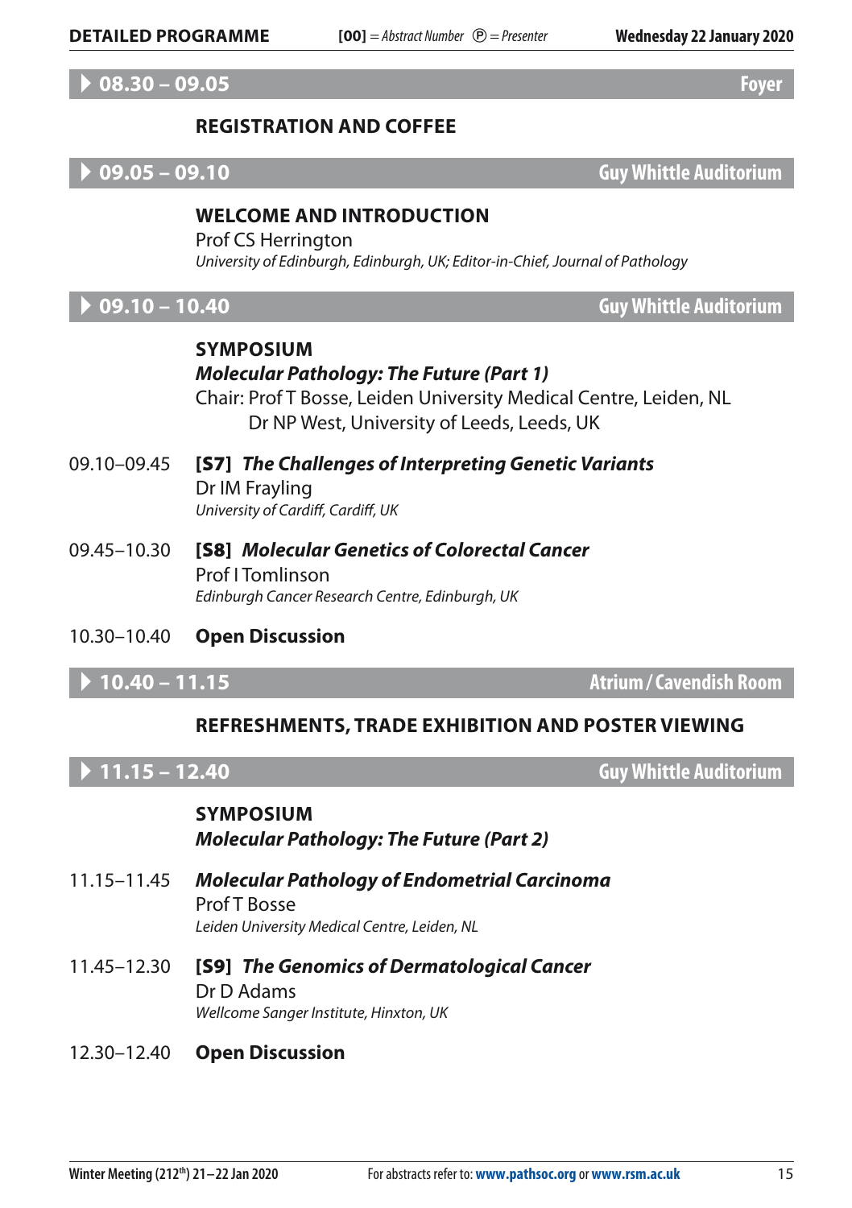**08.30 – 09.05** — Foyer

### REGISTRATION AND COFFEE

**09.05 – 09.10** — Guy Whittle Auditorium

### WELCOME AND INTRODUCTION

Prof CS Herrington
*University of Edinburgh, Edinburgh, UK; Editor-in-Chief, Journal of Pathology*

**09.10 – 10.40** — Guy Whittle Auditorium

### SYMPOSIUM
***Molecular Pathology: The Future (Part 1)***

Chair: Prof T Bosse, Leiden University Medical Centre, Leiden, NL
Dr NP West, University of Leeds, Leeds, UK

09.10–09.45 **[S7]** ***The Challenges of Interpreting Genetic Variants***
Dr IM Frayling
*University of Cardiff, Cardiff, UK*

09.45–10.30 **[S8]** ***Molecular Genetics of Colorectal Cancer***
Prof I Tomlinson
*Edinburgh Cancer Research Centre, Edinburgh, UK*

10.30–10.40 **Open Discussion**

**10.40 – 11.15** — Atrium / Cavendish Room

### REFRESHMENTS, TRADE EXHIBITION AND POSTER VIEWING

**11.15 – 12.40** — Guy Whittle Auditorium

### SYMPOSIUM
***Molecular Pathology: The Future (Part 2)***

11.15–11.45 ***Molecular Pathology of Endometrial Carcinoma***
Prof T Bosse
*Leiden University Medical Centre, Leiden, NL*

11.45–12.30 **[S9]** ***The Genomics of Dermatological Cancer***
Dr D Adams
*Wellcome Sanger Institute, Hinxton, UK*

12.30–12.40 **Open Discussion**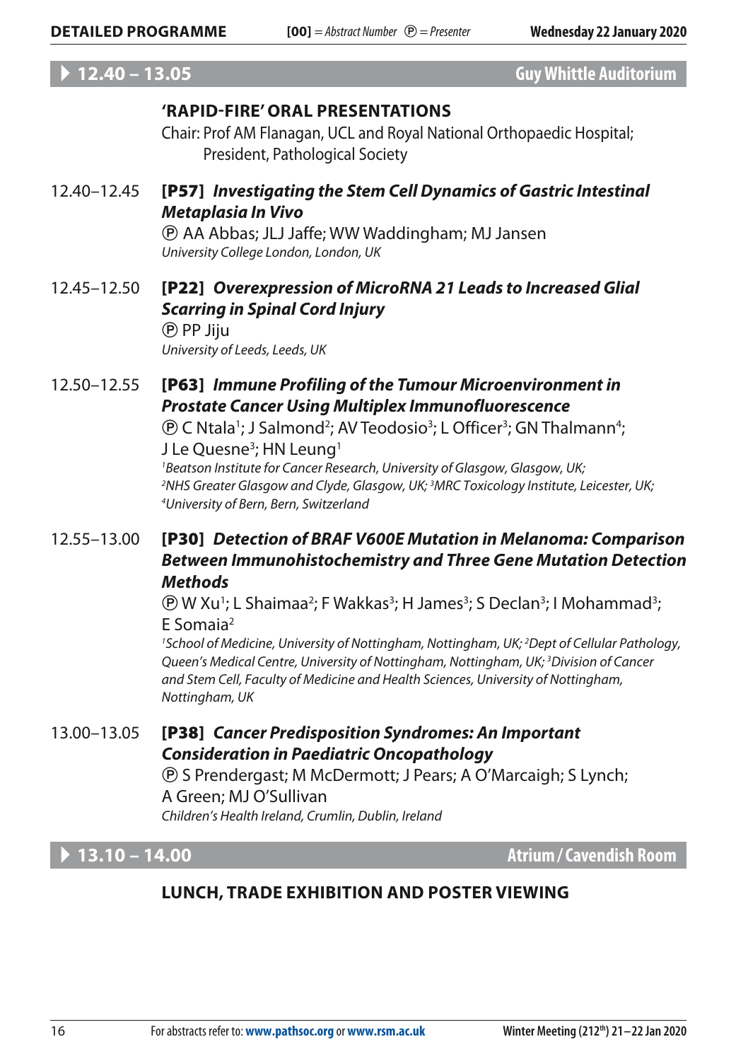## 12.40 – 13.05 Guy Whittle Auditorium

### 'RAPID-FIRE' ORAL PRESENTATIONS

Chair: Prof AM Flanagan, UCL and Royal National Orthopaedic Hospital; President, Pathological Society

12.40–12.45 **[P57]** ***Investigating the Stem Cell Dynamics of Gastric Intestinal Metaplasia In Vivo***
Ⓟ AA Abbas; JLJ Jaffe; WW Waddingham; MJ Jansen
*University College London, London, UK*

12.45–12.50 **[P22]** ***Overexpression of MicroRNA 21 Leads to Increased Glial Scarring in Spinal Cord Injury***
Ⓟ PP Jiju
*University of Leeds, Leeds, UK*

12.50–12.55 **[P63]** ***Immune Profiling of the Tumour Microenvironment in Prostate Cancer Using Multiplex Immunofluorescence***
Ⓟ C Ntala[1]; J Salmond[2]; AV Teodosio[3]; L Officer[3]; GN Thalmann[4]; J Le Quesne[3]; HN Leung[1]
*[1]Beatson Institute for Cancer Research, University of Glasgow, Glasgow, UK; [2]NHS Greater Glasgow and Clyde, Glasgow, UK; [3]MRC Toxicology Institute, Leicester, UK; [4]University of Bern, Bern, Switzerland*

12.55–13.00 **[P30]** ***Detection of BRAF V600E Mutation in Melanoma: Comparison Between Immunohistochemistry and Three Gene Mutation Detection Methods***
Ⓟ W Xu[1]; L Shaimaa[2]; F Wakkas[3]; H James[3]; S Declan[3]; I Mohammad[3]; E Somaia[2]
*[1]School of Medicine, University of Nottingham, Nottingham, UK; [2]Dept of Cellular Pathology, Queen's Medical Centre, University of Nottingham, Nottingham, UK; [3]Division of Cancer and Stem Cell, Faculty of Medicine and Health Sciences, University of Nottingham, Nottingham, UK*

13.00–13.05 **[P38]** ***Cancer Predisposition Syndromes: An Important Consideration in Paediatric Oncopathology***
Ⓟ S Prendergast; M McDermott; J Pears; A O'Marcaigh; S Lynch; A Green; MJ O'Sullivan
*Children's Health Ireland, Crumlin, Dublin, Ireland*

## 13.10 – 14.00 Atrium / Cavendish Room

### LUNCH, TRADE EXHIBITION AND POSTER VIEWING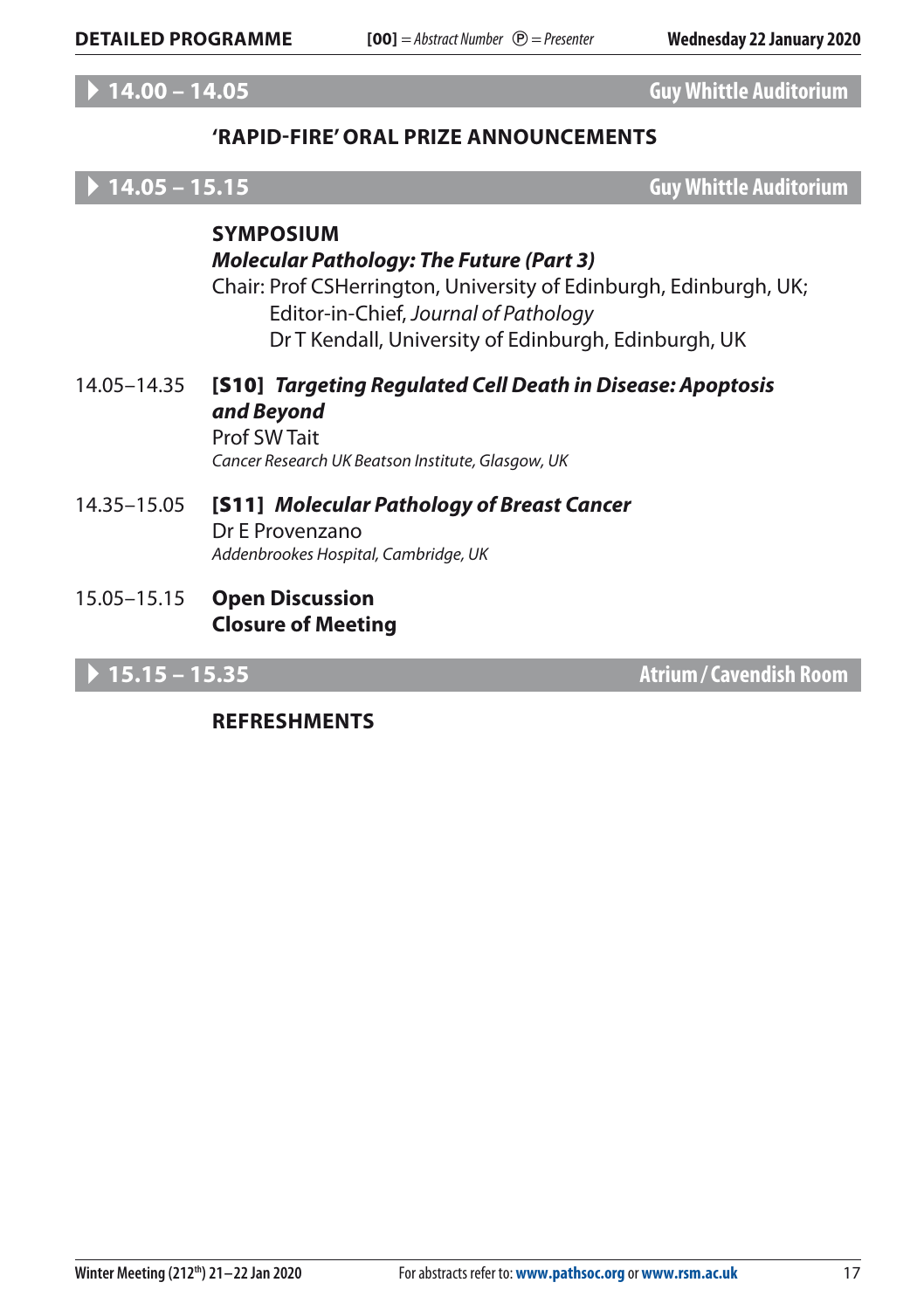## 14.00 – 14.05 Guy Whittle Auditorium

**'RAPID-FIRE' ORAL PRIZE ANNOUNCEMENTS**

## 14.05 – 15.15 Guy Whittle Auditorium

**SYMPOSIUM**

***Molecular Pathology: The Future (Part 3)***

Chair: Prof CSHerrington, University of Edinburgh, Edinburgh, UK; Editor-in-Chief, *Journal of Pathology*
Dr T Kendall, University of Edinburgh, Edinburgh, UK

14.05–14.35 **[S10]** ***Targeting Regulated Cell Death in Disease: Apoptosis and Beyond***
Prof SW Tait
*Cancer Research UK Beatson Institute, Glasgow, UK*

14.35–15.05 **[S11]** ***Molecular Pathology of Breast Cancer***
Dr E Provenzano
*Addenbrookes Hospital, Cambridge, UK*

15.05–15.15 **Open Discussion**
**Closure of Meeting**

## 15.15 – 15.35 Atrium / Cavendish Room

**REFRESHMENTS**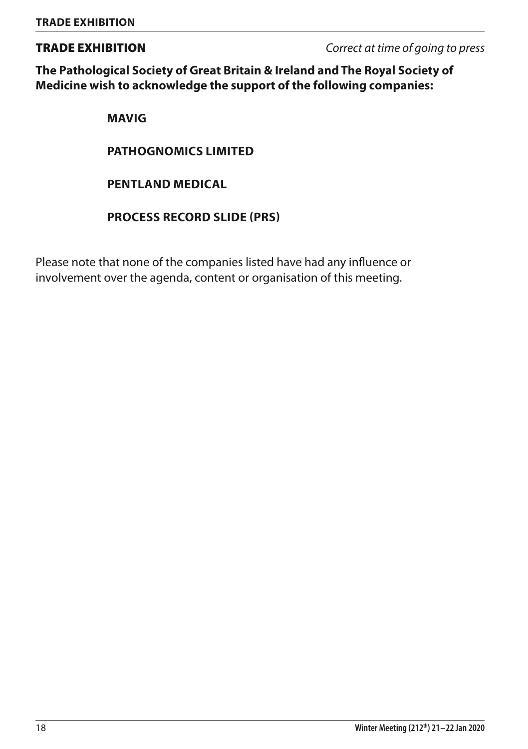## TRADE EXHIBITION

*Correct at time of going to press*

**The Pathological Society of Great Britain & Ireland and The Royal Society of Medicine wish to acknowledge the support of the following companies:**

**MAVIG**

**PATHOGNOMICS LIMITED**

**PENTLAND MEDICAL**

**PROCESS RECORD SLIDE (PRS)**

Please note that none of the companies listed have had any influence or involvement over the agenda, content or organisation of this meeting.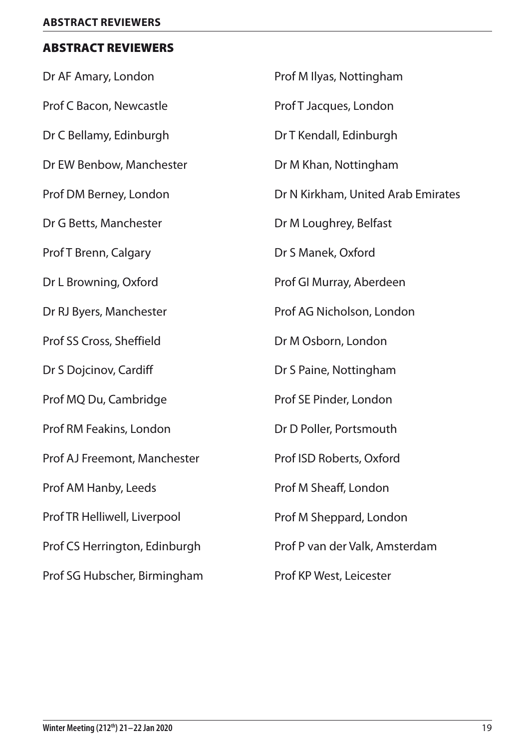## ABSTRACT REVIEWERS

Dr AF Amary, London

Prof C Bacon, Newcastle

Dr C Bellamy, Edinburgh

Dr EW Benbow, Manchester

Prof DM Berney, London

Dr G Betts, Manchester

Prof T Brenn, Calgary

Dr L Browning, Oxford

Dr RJ Byers, Manchester

Prof SS Cross, Sheffield

Dr S Dojcinov, Cardiff

Prof MQ Du, Cambridge

Prof RM Feakins, London

Prof AJ Freemont, Manchester

Prof AM Hanby, Leeds

Prof TR Helliwell, Liverpool

Prof CS Herrington, Edinburgh

Prof SG Hubscher, Birmingham

Prof M Ilyas, Nottingham

Prof T Jacques, London

Dr T Kendall, Edinburgh

Dr M Khan, Nottingham

Dr N Kirkham, United Arab Emirates

Dr M Loughrey, Belfast

Dr S Manek, Oxford

Prof GI Murray, Aberdeen

Prof AG Nicholson, London

Dr M Osborn, London

Dr S Paine, Nottingham

Prof SE Pinder, London

Dr D Poller, Portsmouth

Prof ISD Roberts, Oxford

Prof M Sheaff, London

Prof M Sheppard, London

Prof P van der Valk, Amsterdam

Prof KP West, Leicester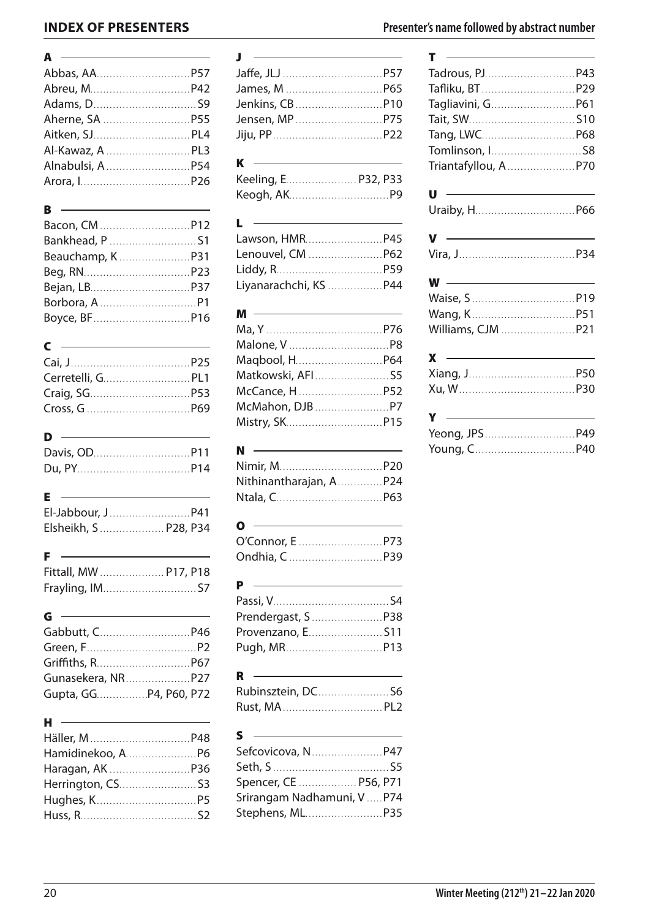# INDEX OF PRESENTERS

Presenter's name followed by abstract number

## A

Abbas, AA ........ P57
Abreu, M ........ P42
Adams, D ........ S9
Aherne, SA ........ P55
Aitken, SJ ........ PL4
Al-Kawaz, A ........ PL3
Alnabulsi, A ........ P54
Arora, I ........ P26

## B

Bacon, CM ........ P12
Bankhead, P ........ S1
Beauchamp, K ........ P31
Beg, RN ........ P23
Bejan, LB ........ P37
Borbora, A ........ P1
Boyce, BF ........ P16

## C

Cai, J ........ P25
Cerretelli, G ........ PL1
Craig, SG ........ P53
Cross, G ........ P69

## D

Davis, OD ........ P11
Du, PY ........ P14

## E

El-Jabbour, J ........ P41
Elsheikh, S ........ P28, P34

## F

Fittall, MW ........ P17, P18
Frayling, IM ........ S7

## G

Gabbutt, C ........ P46
Green, F ........ P2
Griffiths, R ........ P67
Gunasekera, NR ........ P27
Gupta, GG ........ P4, P60, P72

## H

Häller, M ........ P48
Hamidinekoo, A ........ P6
Haragan, AK ........ P36
Herrington, CS ........ S3
Hughes, K ........ P5
Huss, R ........ S2

## J

Jaffe, JLJ ........ P57
James, M ........ P65
Jenkins, CB ........ P10
Jensen, MP ........ P75
Jiju, PP ........ P22

## K

Keeling, E ........ P32, P33
Keogh, AK ........ P9

## L

Lawson, HMR ........ P45
Lenouvel, CM ........ P62
Liddy, R ........ P59
Liyanarachchi, KS ........ P44

## M

Ma, Y ........ P76
Malone, V ........ P8
Maqbool, H ........ P64
Matkowski, AFI ........ S5
McCance, H ........ P52
McMahon, DJB ........ P7
Mistry, SK ........ P15

## N

Nimir, M ........ P20
Nithinantharajan, A ........ P24
Ntala, C ........ P63

## O

O'Connor, E ........ P73
Ondhia, C ........ P39

## P

Passi, V ........ S4
Prendergast, S ........ P38
Provenzano, E ........ S11
Pugh, MR ........ P13

## R

Rubinsztein, DC ........ S6
Rust, MA ........ PL2

## S

Sefcovicova, N ........ P47
Seth, S ........ S5
Spencer, CE ........ P56, P71
Srirangam Nadhamuni, V ........ P74
Stephens, ML ........ P35

## T

Tadrous, PJ ........ P43
Tafliku, BT ........ P29
Tagliavini, G ........ P61
Tait, SW ........ S10
Tang, LWC ........ P68
Tomlinson, I ........ S8
Triantafyllou, A ........ P70

## U

Uraiby, H ........ P66

## V

Vira, J ........ P34

## W

Waise, S ........ P19
Wang, K ........ P51
Williams, CJM ........ P21

## X

Xiang, J ........ P50
Xu, W ........ P30

## Y

Yeong, JPS ........ P49
Young, C ........ P40